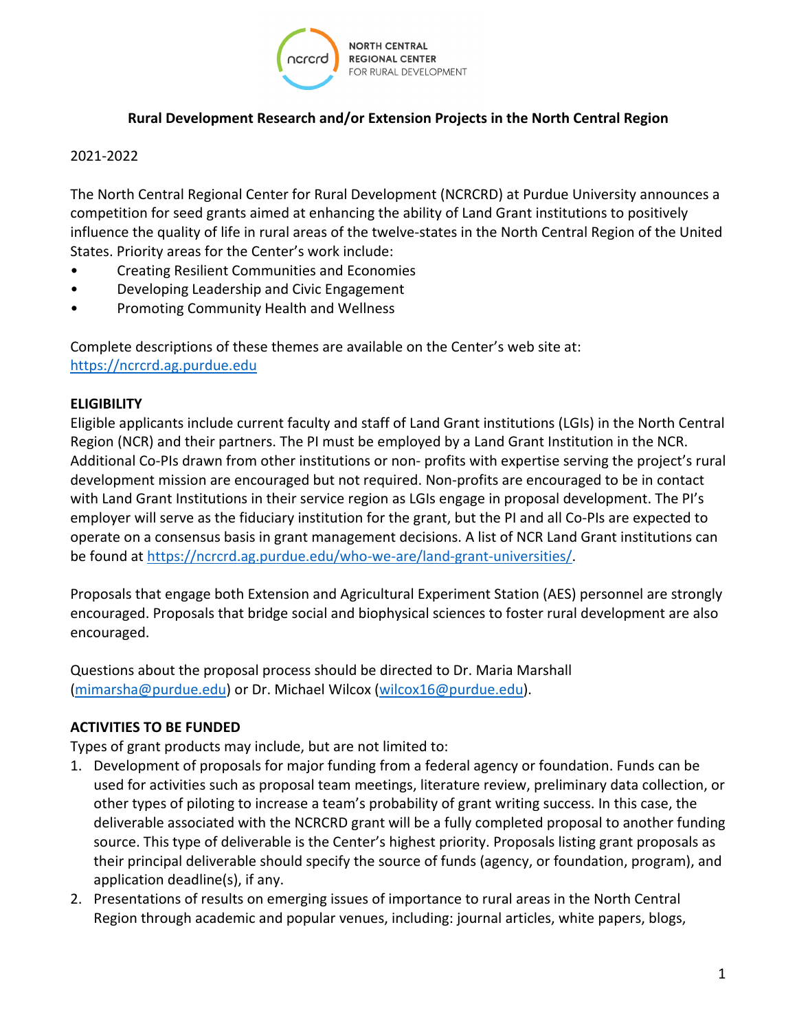NORTH CENTRAL REGIONAL CENTER FOR RURAL DEVELOPMENT

**Rural Development Research and/or Extension Projects in the North Central Region**

2021-2022

The North Central Regional Center for Rural Development (NCRCRD) at Purdue University announces a competition for seed grants aimed at enhancing the ability of Land Grant institutions to positively influence the quality of life in rural areas of the twelve-states in the North Central Region of the United States. Priority areas for the Center's work include:

- Creating Resilient Communities and Economies
- Developing Leadership and Civic Engagement
- Promoting Community Health and Wellness

Complete descriptions of these themes are available on the Center's web site at: https://ncrcrd.ag.purdue.edu

**ELIGIBILITY**

Eligible applicants include current faculty and staff of Land Grant institutions (LGIs) in the North Central Region (NCR) and their partners. The PI must be employed by a Land Grant Institution in the NCR. Additional Co-PIs drawn from other institutions or non- profits with expertise serving the project's rural development mission are encouraged but not required. Non-profits are encouraged to be in contact with Land Grant Institutions in their service region as LGIs engage in proposal development. The PI's employer will serve as the fiduciary institution for the grant, but the PI and all Co-PIs are expected to operate on a consensus basis in grant management decisions. A list of NCR Land Grant institutions can be found at https://ncrcrd.ag.purdue.edu/who-we-are/land-grant-universities/.

Proposals that engage both Extension and Agricultural Experiment Station (AES) personnel are strongly encouraged. Proposals that bridge social and biophysical sciences to foster rural development are also encouraged.

Questions about the proposal process should be directed to Dr. Maria Marshall (mimarsha@purdue.edu) or Dr. Michael Wilcox (wilcox16@purdue.edu).

**ACTIVITIES TO BE FUNDED**

Types of grant products may include, but are not limited to:

1. Development of proposals for major funding from a federal agency or foundation. Funds can be used for activities such as proposal team meetings, literature review, preliminary data collection, or other types of piloting to increase a team's probability of grant writing success. In this case, the deliverable associated with the NCRCRD grant will be a fully completed proposal to another funding source. This type of deliverable is the Center's highest priority. Proposals listing grant proposals as their principal deliverable should specify the source of funds (agency, or foundation, program), and application deadline(s), if any.
2. Presentations of results on emerging issues of importance to rural areas in the North Central Region through academic and popular venues, including: journal articles, white papers, blogs,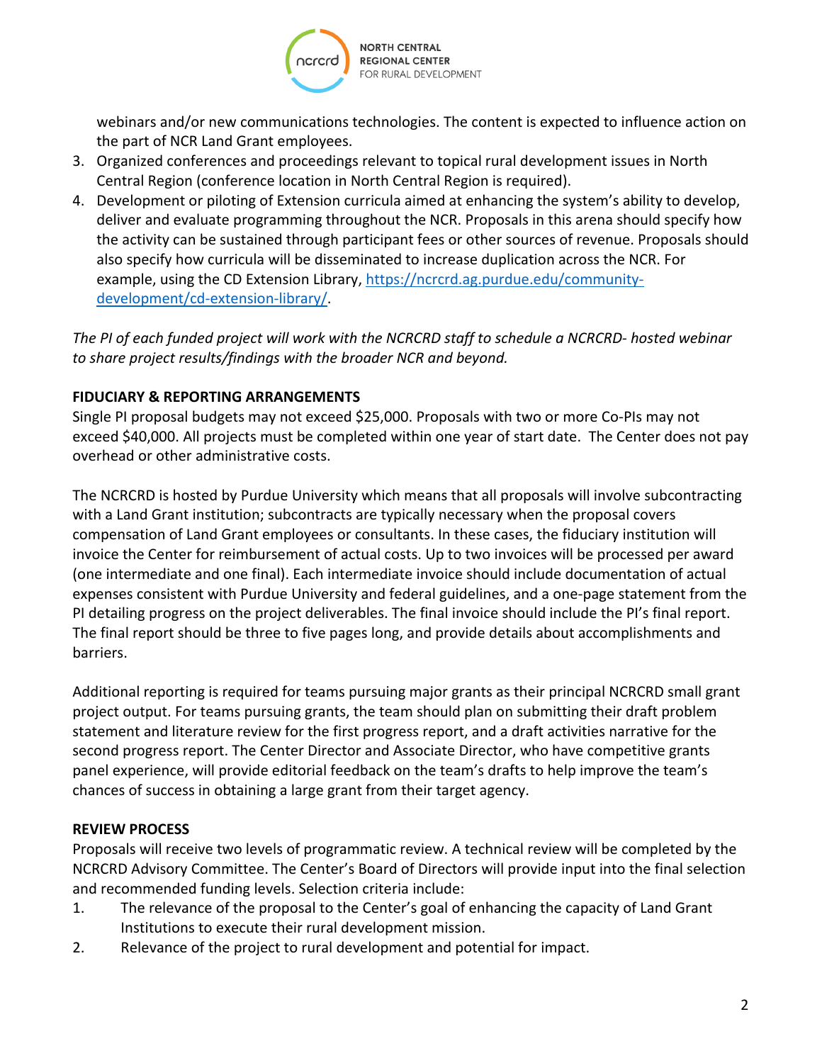webinars and/or new communications technologies. The content is expected to influence action on the part of NCR Land Grant employees.

3. Organized conferences and proceedings relevant to topical rural development issues in North Central Region (conference location in North Central Region is required).
4. Development or piloting of Extension curricula aimed at enhancing the system's ability to develop, deliver and evaluate programming throughout the NCR. Proposals in this arena should specify how the activity can be sustained through participant fees or other sources of revenue. Proposals should also specify how curricula will be disseminated to increase duplication across the NCR. For example, using the CD Extension Library, https://ncrcrd.ag.purdue.edu/community-development/cd-extension-library/.

*The PI of each funded project will work with the NCRCRD staff to schedule a NCRCRD- hosted webinar to share project results/findings with the broader NCR and beyond.*

**FIDUCIARY & REPORTING ARRANGEMENTS**

Single PI proposal budgets may not exceed $25,000. Proposals with two or more Co-PIs may not exceed $40,000. All projects must be completed within one year of start date. The Center does not pay overhead or other administrative costs.

The NCRCRD is hosted by Purdue University which means that all proposals will involve subcontracting with a Land Grant institution; subcontracts are typically necessary when the proposal covers compensation of Land Grant employees or consultants. In these cases, the fiduciary institution will invoice the Center for reimbursement of actual costs. Up to two invoices will be processed per award (one intermediate and one final). Each intermediate invoice should include documentation of actual expenses consistent with Purdue University and federal guidelines, and a one-page statement from the PI detailing progress on the project deliverables. The final invoice should include the PI's final report. The final report should be three to five pages long, and provide details about accomplishments and barriers.

Additional reporting is required for teams pursuing major grants as their principal NCRCRD small grant project output. For teams pursuing grants, the team should plan on submitting their draft problem statement and literature review for the first progress report, and a draft activities narrative for the second progress report. The Center Director and Associate Director, who have competitive grants panel experience, will provide editorial feedback on the team's drafts to help improve the team's chances of success in obtaining a large grant from their target agency.

**REVIEW PROCESS**

Proposals will receive two levels of programmatic review. A technical review will be completed by the NCRCRD Advisory Committee. The Center's Board of Directors will provide input into the final selection and recommended funding levels. Selection criteria include:

1. The relevance of the proposal to the Center's goal of enhancing the capacity of Land Grant Institutions to execute their rural development mission.
2. Relevance of the project to rural development and potential for impact.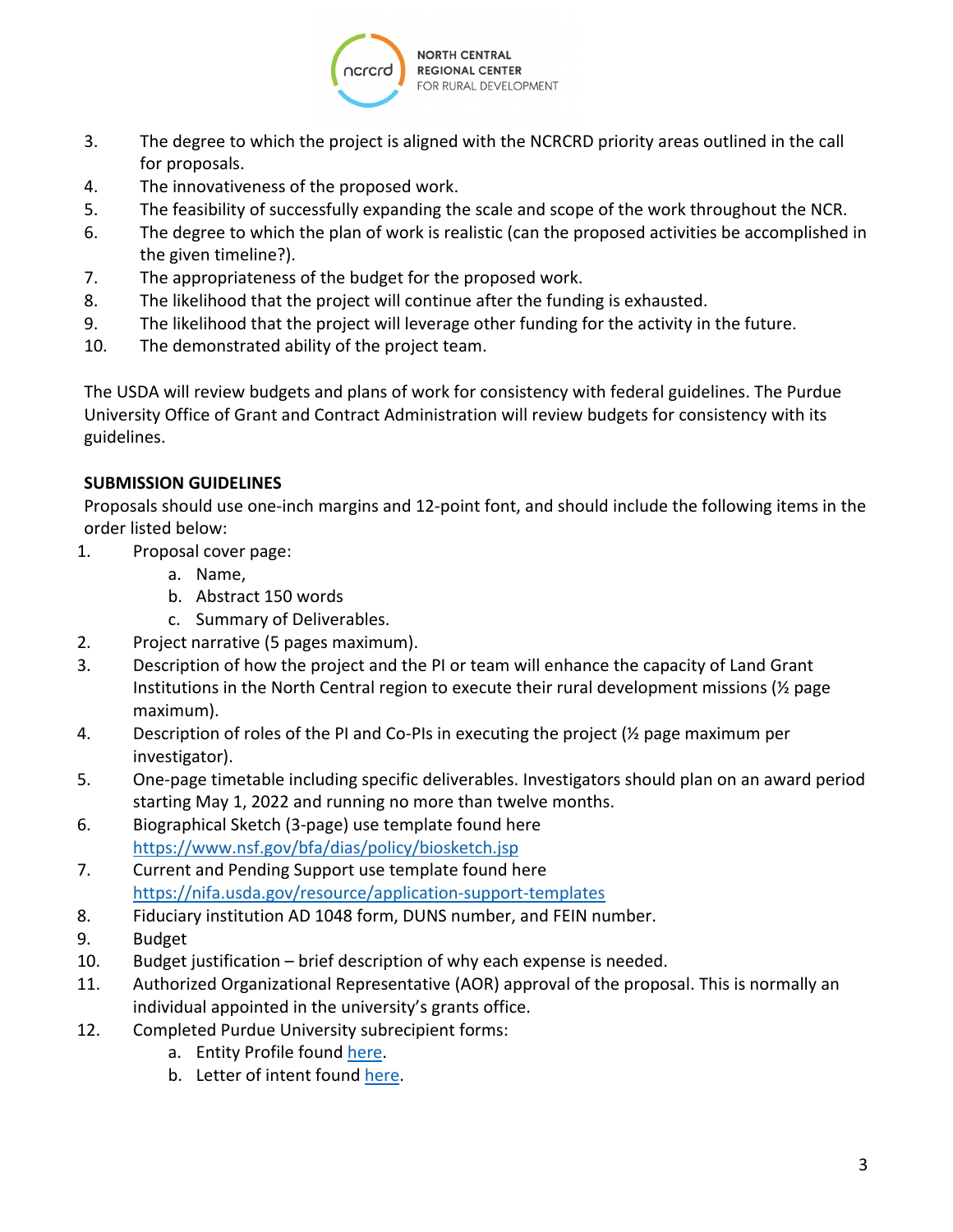3. The degree to which the project is aligned with the NCRCRD priority areas outlined in the call for proposals.
4. The innovativeness of the proposed work.
5. The feasibility of successfully expanding the scale and scope of the work throughout the NCR.
6. The degree to which the plan of work is realistic (can the proposed activities be accomplished in the given timeline?).
7. The appropriateness of the budget for the proposed work.
8. The likelihood that the project will continue after the funding is exhausted.
9. The likelihood that the project will leverage other funding for the activity in the future.
10. The demonstrated ability of the project team.

The USDA will review budgets and plans of work for consistency with federal guidelines. The Purdue University Office of Grant and Contract Administration will review budgets for consistency with its guidelines.

**SUBMISSION GUIDELINES**

Proposals should use one-inch margins and 12-point font, and should include the following items in the order listed below:

1. Proposal cover page:
   a. Name,
   b. Abstract 150 words
   c. Summary of Deliverables.
2. Project narrative (5 pages maximum).
3. Description of how the project and the PI or team will enhance the capacity of Land Grant Institutions in the North Central region to execute their rural development missions (½ page maximum).
4. Description of roles of the PI and Co-PIs in executing the project (½ page maximum per investigator).
5. One-page timetable including specific deliverables. Investigators should plan on an award period starting May 1, 2022 and running no more than twelve months.
6. Biographical Sketch (3-page) use template found here https://www.nsf.gov/bfa/dias/policy/biosketch.jsp
7. Current and Pending Support use template found here https://nifa.usda.gov/resource/application-support-templates
8. Fiduciary institution AD 1048 form, DUNS number, and FEIN number.
9. Budget
10. Budget justification – brief description of why each expense is needed.
11. Authorized Organizational Representative (AOR) approval of the proposal. This is normally an individual appointed in the university's grants office.
12. Completed Purdue University subrecipient forms:
    a. Entity Profile found here.
    b. Letter of intent found here.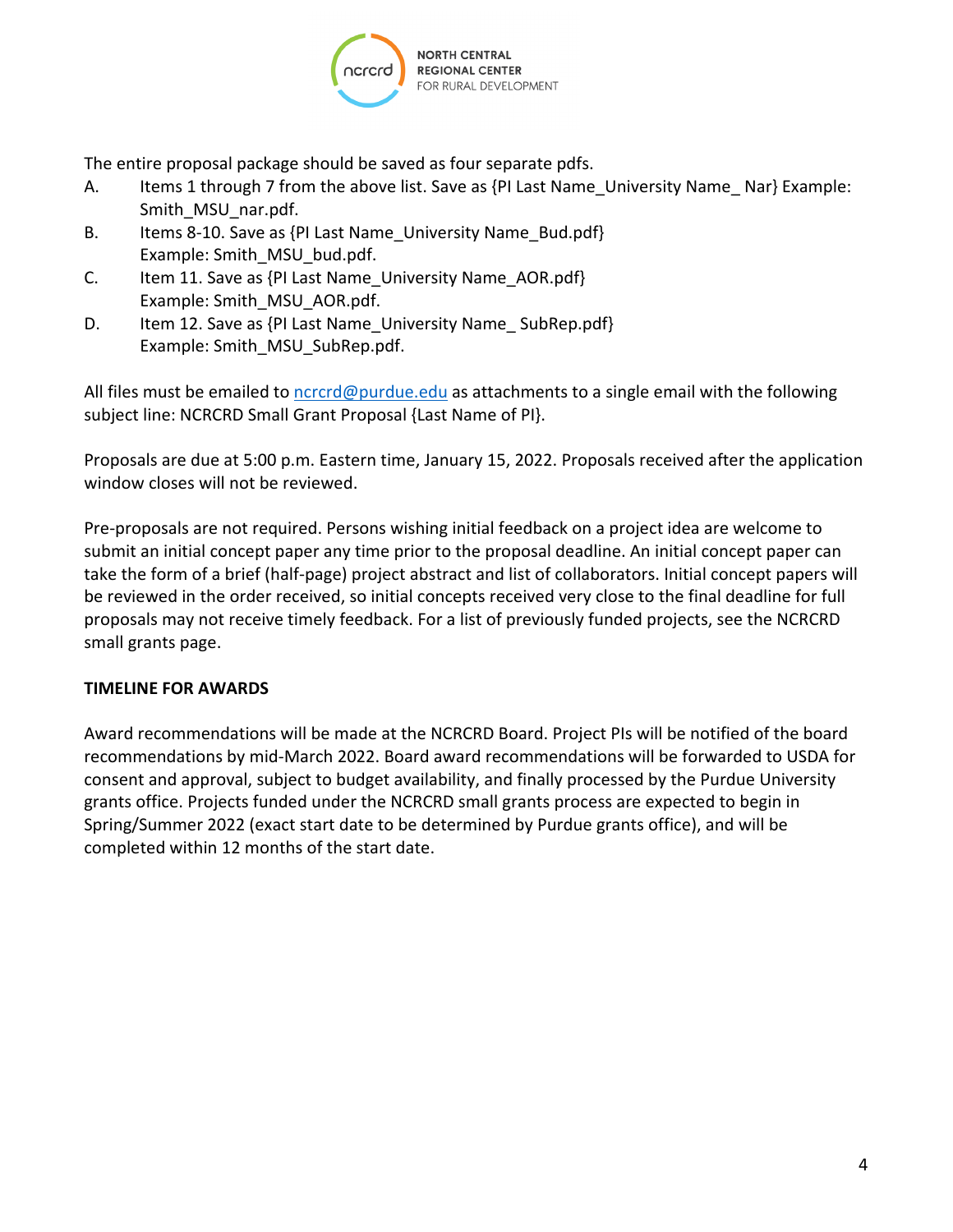The entire proposal package should be saved as four separate pdfs.

A. Items 1 through 7 from the above list. Save as {PI Last Name_University Name_ Nar} Example: Smith_MSU_nar.pdf.
B. Items 8-10. Save as {PI Last Name_University Name_Bud.pdf} Example: Smith_MSU_bud.pdf.
C. Item 11. Save as {PI Last Name_University Name_AOR.pdf} Example: Smith_MSU_AOR.pdf.
D. Item 12. Save as {PI Last Name_University Name_ SubRep.pdf} Example: Smith_MSU_SubRep.pdf.

All files must be emailed to ncrcrd@purdue.edu as attachments to a single email with the following subject line: NCRCRD Small Grant Proposal {Last Name of PI}.

Proposals are due at 5:00 p.m. Eastern time, January 15, 2022. Proposals received after the application window closes will not be reviewed.

Pre-proposals are not required. Persons wishing initial feedback on a project idea are welcome to submit an initial concept paper any time prior to the proposal deadline. An initial concept paper can take the form of a brief (half-page) project abstract and list of collaborators. Initial concept papers will be reviewed in the order received, so initial concepts received very close to the final deadline for full proposals may not receive timely feedback. For a list of previously funded projects, see the NCRCRD small grants page.

**TIMELINE FOR AWARDS**

Award recommendations will be made at the NCRCRD Board. Project PIs will be notified of the board recommendations by mid-March 2022. Board award recommendations will be forwarded to USDA for consent and approval, subject to budget availability, and finally processed by the Purdue University grants office. Projects funded under the NCRCRD small grants process are expected to begin in Spring/Summer 2022 (exact start date to be determined by Purdue grants office), and will be completed within 12 months of the start date.